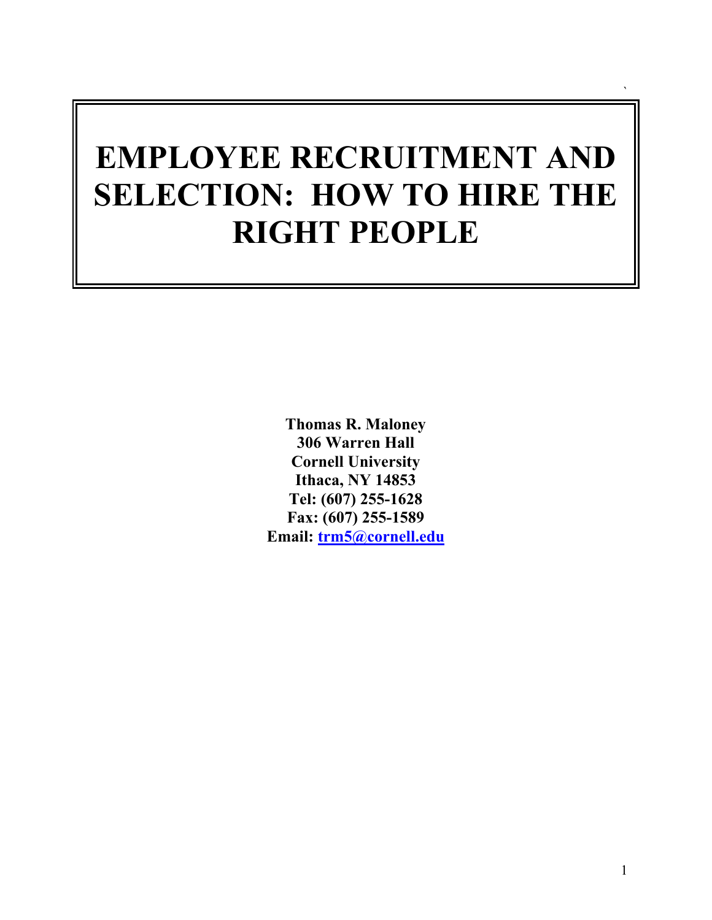# EMPLOYEE RECRUITMENT AND SELECTION: HOW TO HIRE THE RIGHT PEOPLE

**Thomas R. Maloney**
**306 Warren Hall**
**Cornell University**
**Ithaca, NY 14853**
**Tel: (607) 255-1628**
**Fax: (607) 255-1589**
**Email: trm5@cornell.edu**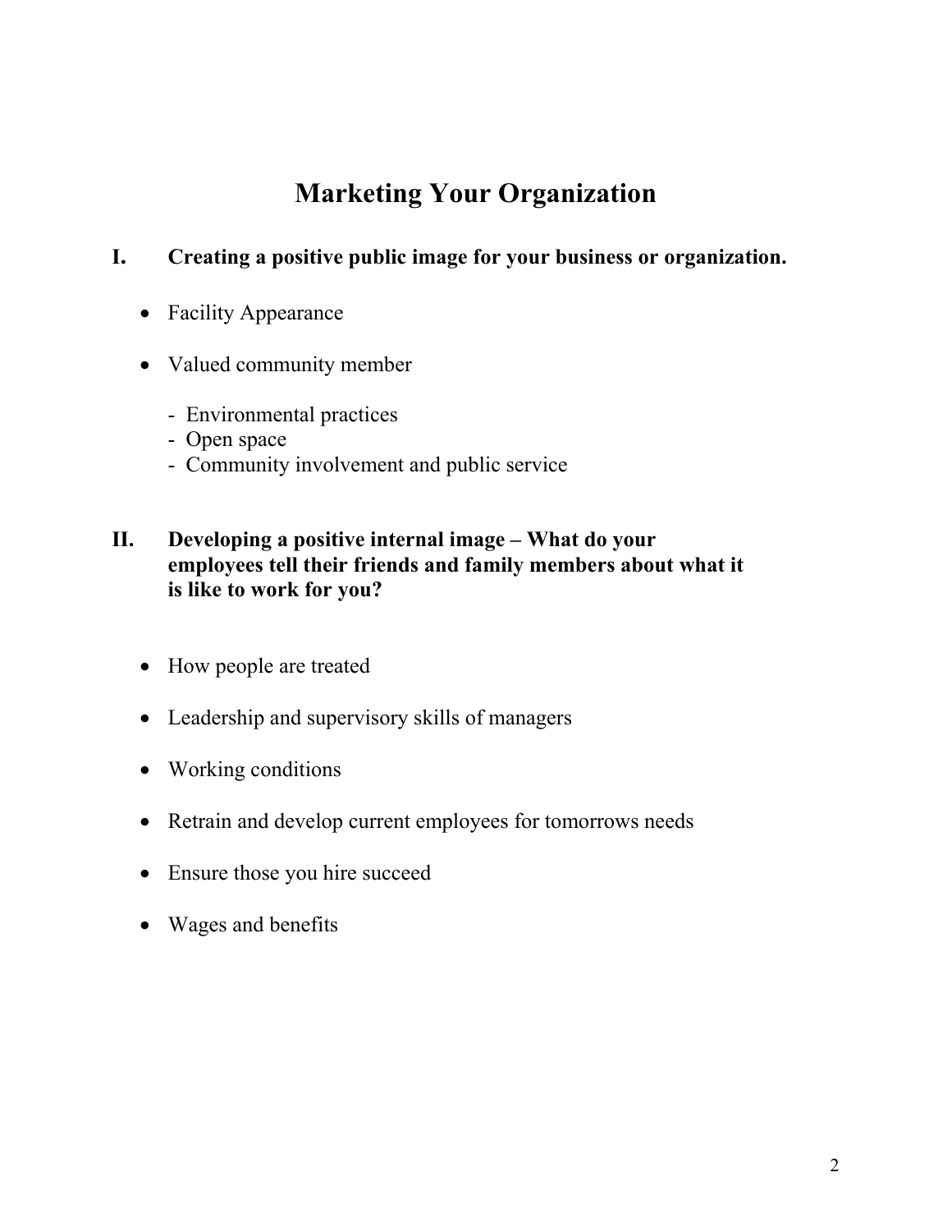# Marketing Your Organization

## I. Creating a positive public image for your business or organization.

- Facility Appearance
- Valued community member
  - Environmental practices
  - Open space
  - Community involvement and public service

## II. Developing a positive internal image – What do your employees tell their friends and family members about what it is like to work for you?

- How people are treated
- Leadership and supervisory skills of managers
- Working conditions
- Retrain and develop current employees for tomorrows needs
- Ensure those you hire succeed
- Wages and benefits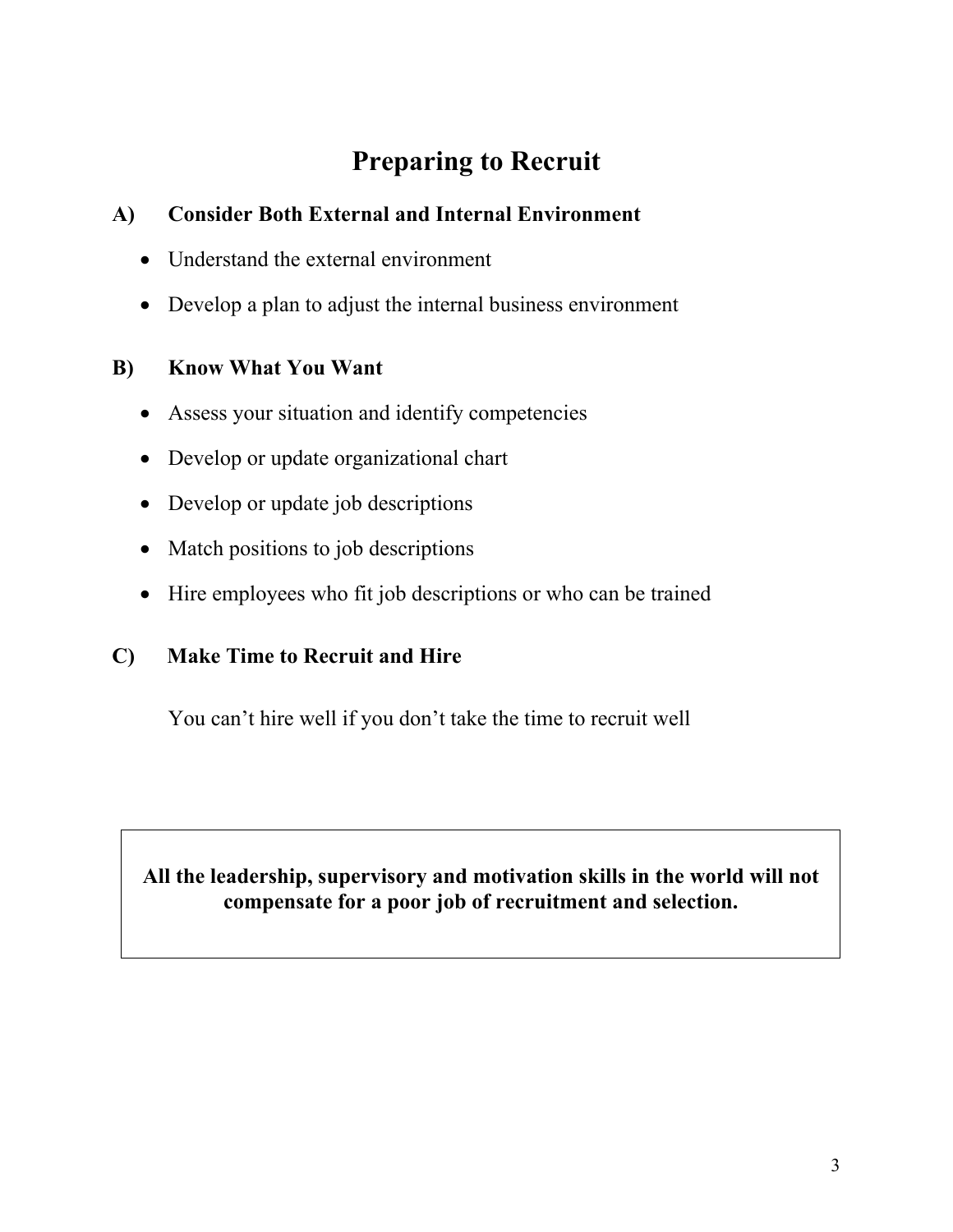# Preparing to Recruit

## A) Consider Both External and Internal Environment

- Understand the external environment
- Develop a plan to adjust the internal business environment

## B) Know What You Want

- Assess your situation and identify competencies
- Develop or update organizational chart
- Develop or update job descriptions
- Match positions to job descriptions
- Hire employees who fit job descriptions or who can be trained

## C) Make Time to Recruit and Hire

You can't hire well if you don't take the time to recruit well

**All the leadership, supervisory and motivation skills in the world will not compensate for a poor job of recruitment and selection.**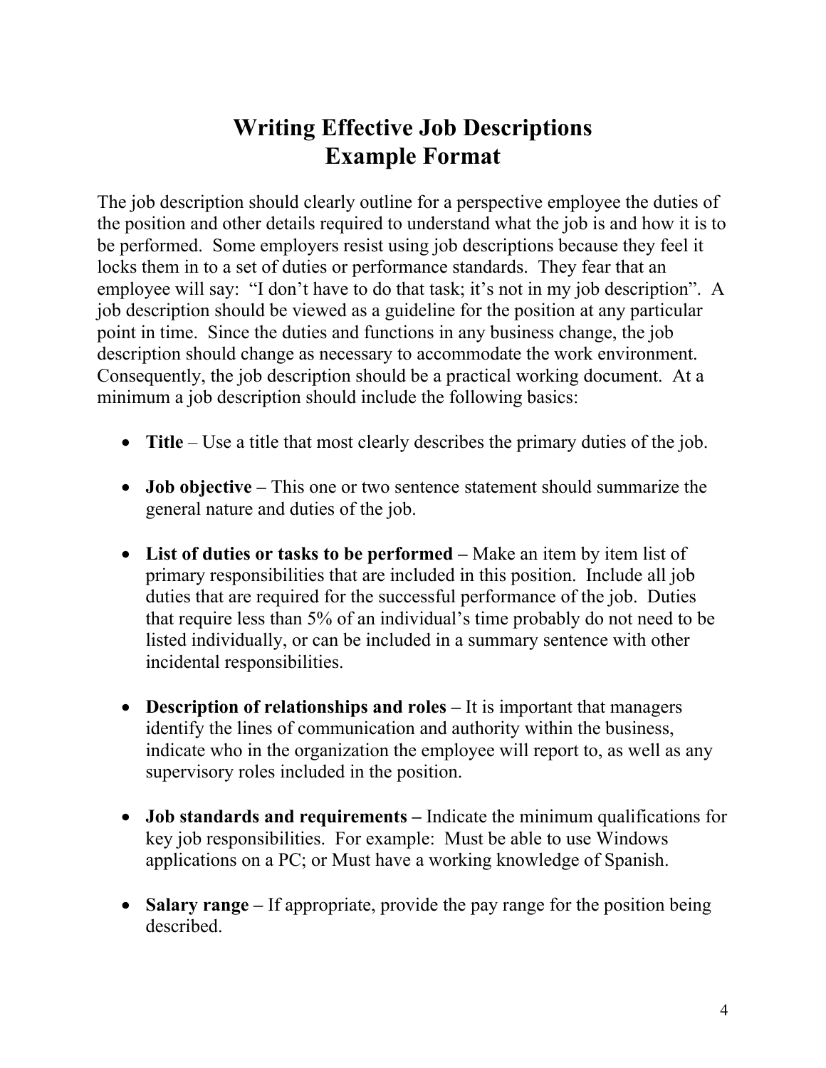# Writing Effective Job Descriptions
# Example Format

The job description should clearly outline for a perspective employee the duties of the position and other details required to understand what the job is and how it is to be performed. Some employers resist using job descriptions because they feel it locks them in to a set of duties or performance standards. They fear that an employee will say: "I don't have to do that task; it's not in my job description". A job description should be viewed as a guideline for the position at any particular point in time. Since the duties and functions in any business change, the job description should change as necessary to accommodate the work environment. Consequently, the job description should be a practical working document. At a minimum a job description should include the following basics:

- **Title** – Use a title that most clearly describes the primary duties of the job.

- **Job objective –** This one or two sentence statement should summarize the general nature and duties of the job.

- **List of duties or tasks to be performed –** Make an item by item list of primary responsibilities that are included in this position. Include all job duties that are required for the successful performance of the job. Duties that require less than 5% of an individual's time probably do not need to be listed individually, or can be included in a summary sentence with other incidental responsibilities.

- **Description of relationships and roles –** It is important that managers identify the lines of communication and authority within the business, indicate who in the organization the employee will report to, as well as any supervisory roles included in the position.

- **Job standards and requirements –** Indicate the minimum qualifications for key job responsibilities. For example: Must be able to use Windows applications on a PC; or Must have a working knowledge of Spanish.

- **Salary range –** If appropriate, provide the pay range for the position being described.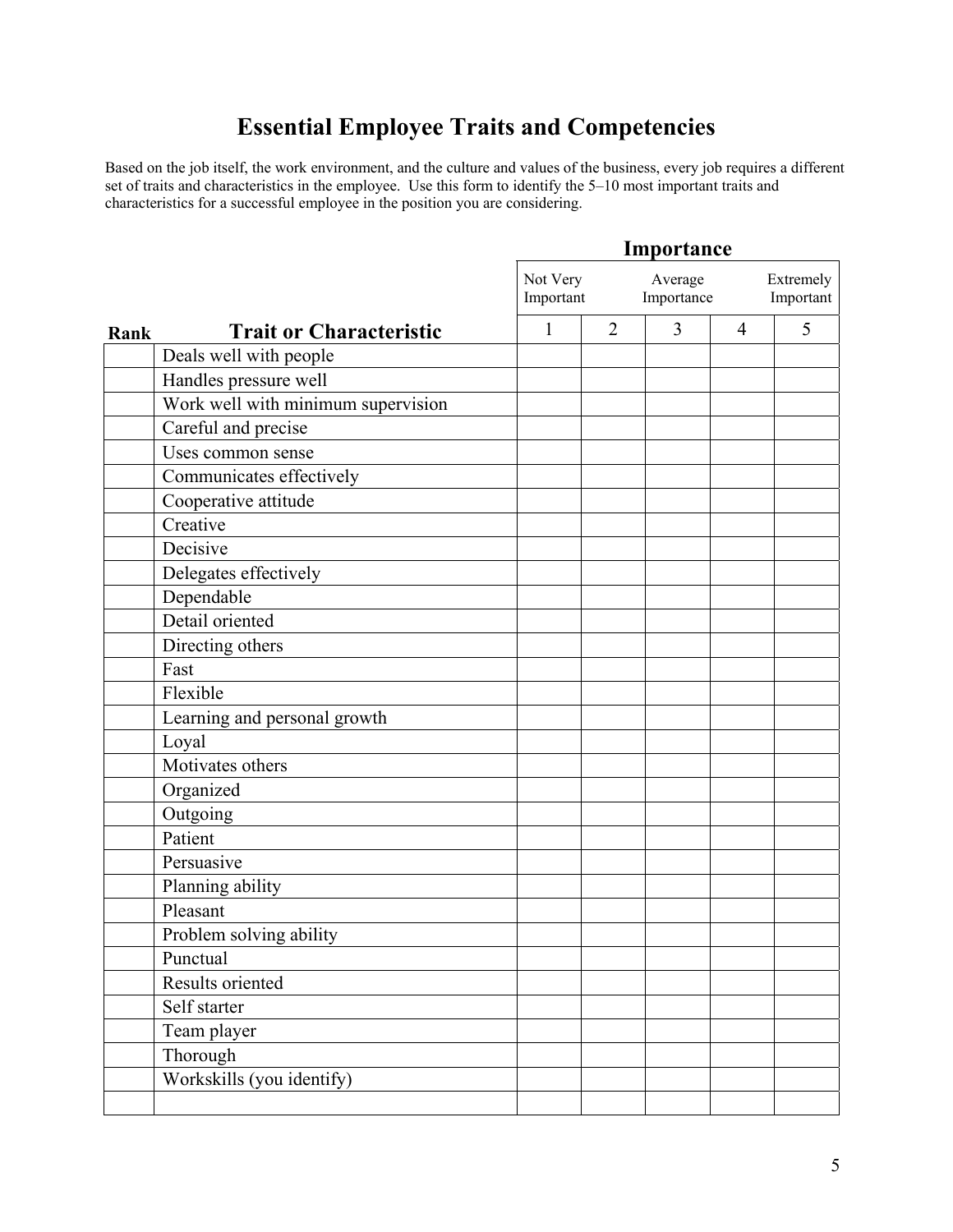# Essential Employee Traits and Competencies

Based on the job itself, the work environment, and the culture and values of the business, every job requires a different set of traits and characteristics in the employee. Use this form to identify the 5–10 most important traits and characteristics for a successful employee in the position you are considering.

| | | Importance | | | | |
|---|---|---|---|---|---|---|
| | | Not Very Important | | Average Importance | | Extremely Important |
| **Rank** | **Trait or Characteristic** | 1 | 2 | 3 | 4 | 5 |
| | Deals well with people | | | | | |
| | Handles pressure well | | | | | |
| | Work well with minimum supervision | | | | | |
| | Careful and precise | | | | | |
| | Uses common sense | | | | | |
| | Communicates effectively | | | | | |
| | Cooperative attitude | | | | | |
| | Creative | | | | | |
| | Decisive | | | | | |
| | Delegates effectively | | | | | |
| | Dependable | | | | | |
| | Detail oriented | | | | | |
| | Directing others | | | | | |
| | Fast | | | | | |
| | Flexible | | | | | |
| | Learning and personal growth | | | | | |
| | Loyal | | | | | |
| | Motivates others | | | | | |
| | Organized | | | | | |
| | Outgoing | | | | | |
| | Patient | | | | | |
| | Persuasive | | | | | |
| | Planning ability | | | | | |
| | Pleasant | | | | | |
| | Problem solving ability | | | | | |
| | Punctual | | | | | |
| | Results oriented | | | | | |
| | Self starter | | | | | |
| | Team player | | | | | |
| | Thorough | | | | | |
| | Workskills (you identify) | | | | | |
| | | | | | | |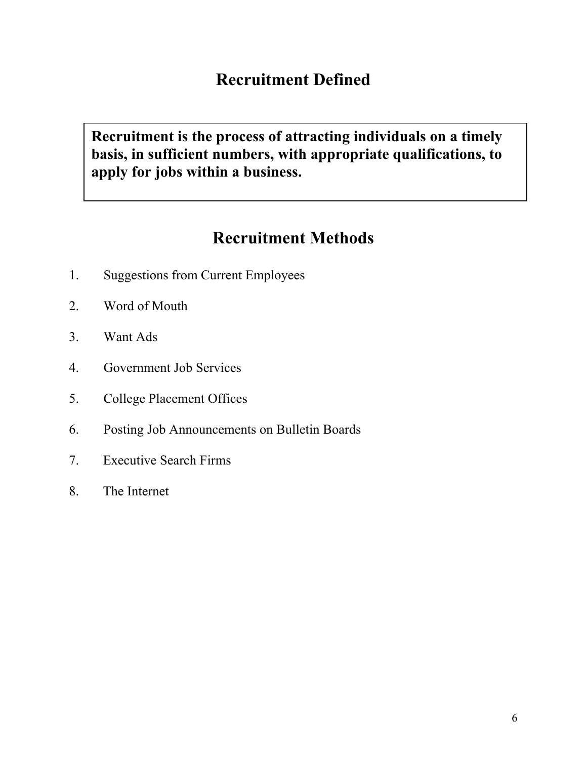## Recruitment Defined

**Recruitment is the process of attracting individuals on a timely basis, in sufficient numbers, with appropriate qualifications, to apply for jobs within a business.**

## Recruitment Methods

1. Suggestions from Current Employees
2. Word of Mouth
3. Want Ads
4. Government Job Services
5. College Placement Offices
6. Posting Job Announcements on Bulletin Boards
7. Executive Search Firms
8. The Internet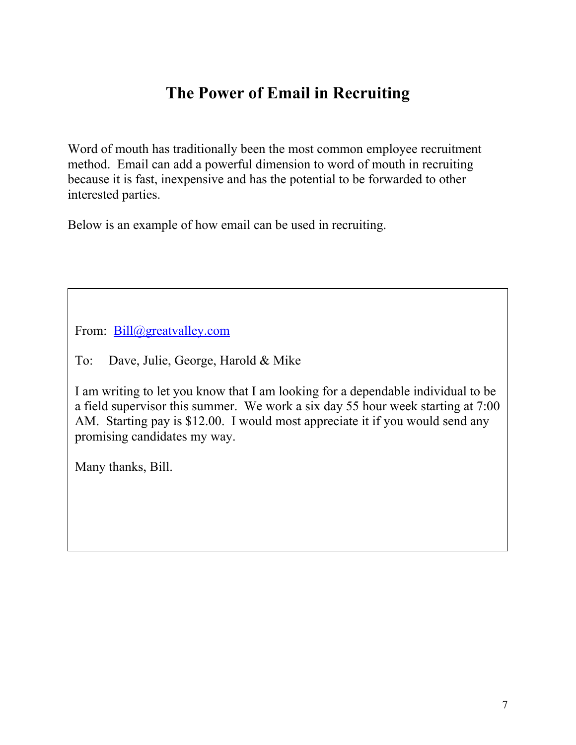# The Power of Email in Recruiting

Word of mouth has traditionally been the most common employee recruitment method. Email can add a powerful dimension to word of mouth in recruiting because it is fast, inexpensive and has the potential to be forwarded to other interested parties.

Below is an example of how email can be used in recruiting.

> From: Bill@greatvalley.com
>
> To: Dave, Julie, George, Harold & Mike
>
> I am writing to let you know that I am looking for a dependable individual to be a field supervisor this summer. We work a six day 55 hour week starting at 7:00 AM. Starting pay is $12.00. I would most appreciate it if you would send any promising candidates my way.
>
> Many thanks, Bill.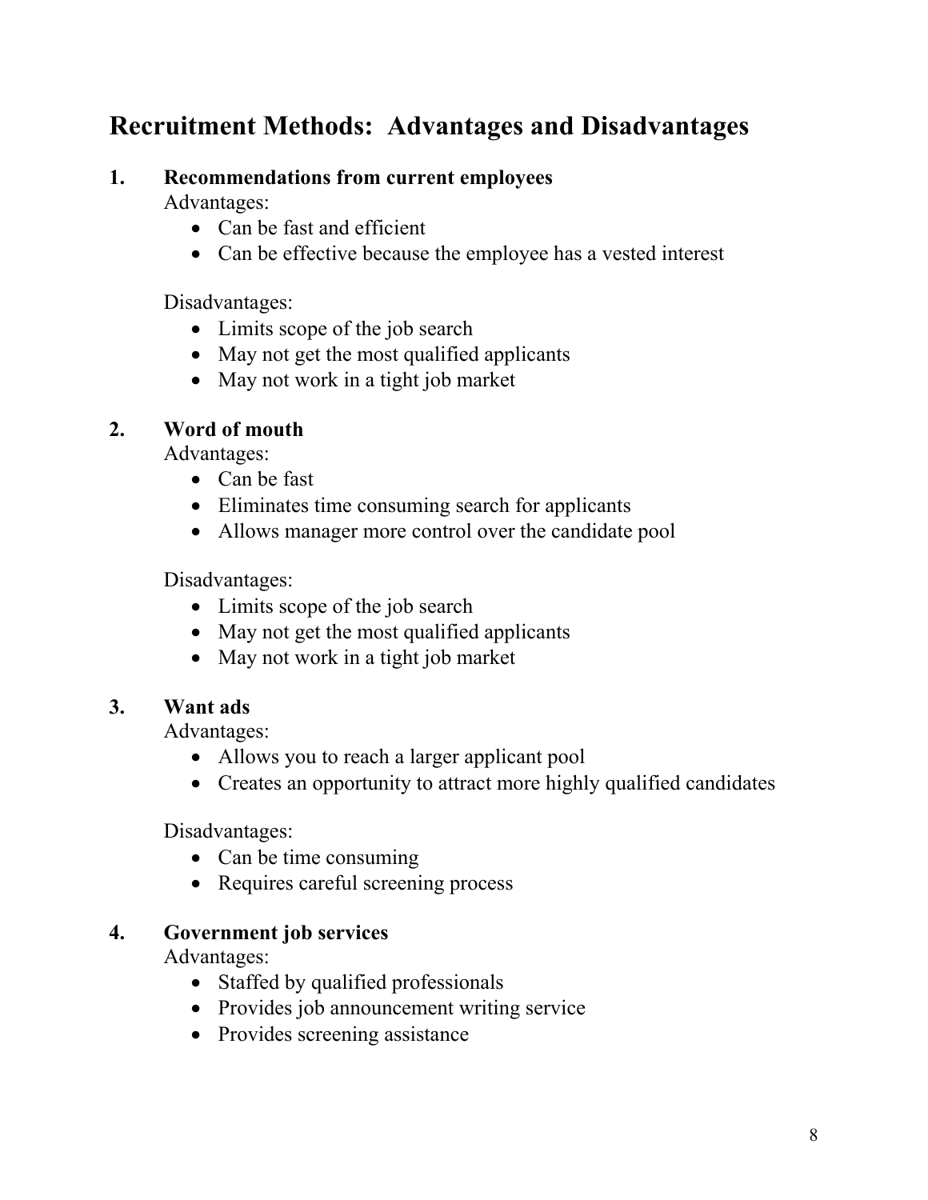## Recruitment Methods: Advantages and Disadvantages

1. **Recommendations from current employees**

   Advantages:
   - Can be fast and efficient
   - Can be effective because the employee has a vested interest

   Disadvantages:
   - Limits scope of the job search
   - May not get the most qualified applicants
   - May not work in a tight job market

2. **Word of mouth**

   Advantages:
   - Can be fast
   - Eliminates time consuming search for applicants
   - Allows manager more control over the candidate pool

   Disadvantages:
   - Limits scope of the job search
   - May not get the most qualified applicants
   - May not work in a tight job market

3. **Want ads**

   Advantages:
   - Allows you to reach a larger applicant pool
   - Creates an opportunity to attract more highly qualified candidates

   Disadvantages:
   - Can be time consuming
   - Requires careful screening process

4. **Government job services**

   Advantages:
   - Staffed by qualified professionals
   - Provides job announcement writing service
   - Provides screening assistance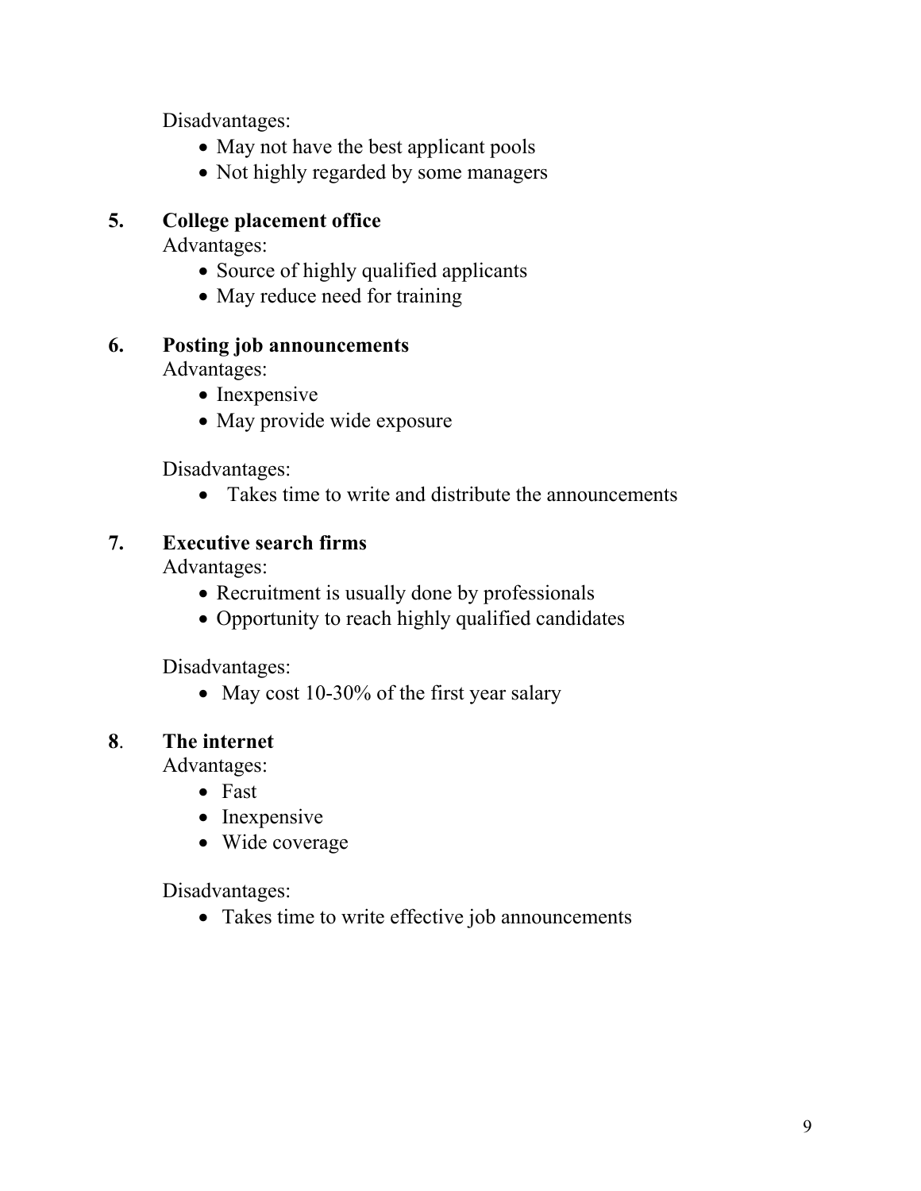Disadvantages:

- May not have the best applicant pools
- Not highly regarded by some managers

**5. College placement office**

Advantages:

- Source of highly qualified applicants
- May reduce need for training

**6. Posting job announcements**

Advantages:

- Inexpensive
- May provide wide exposure

Disadvantages:

- Takes time to write and distribute the announcements

**7. Executive search firms**

Advantages:

- Recruitment is usually done by professionals
- Opportunity to reach highly qualified candidates

Disadvantages:

- May cost 10-30% of the first year salary

**8. The internet**

Advantages:

- Fast
- Inexpensive
- Wide coverage

Disadvantages:

- Takes time to write effective job announcements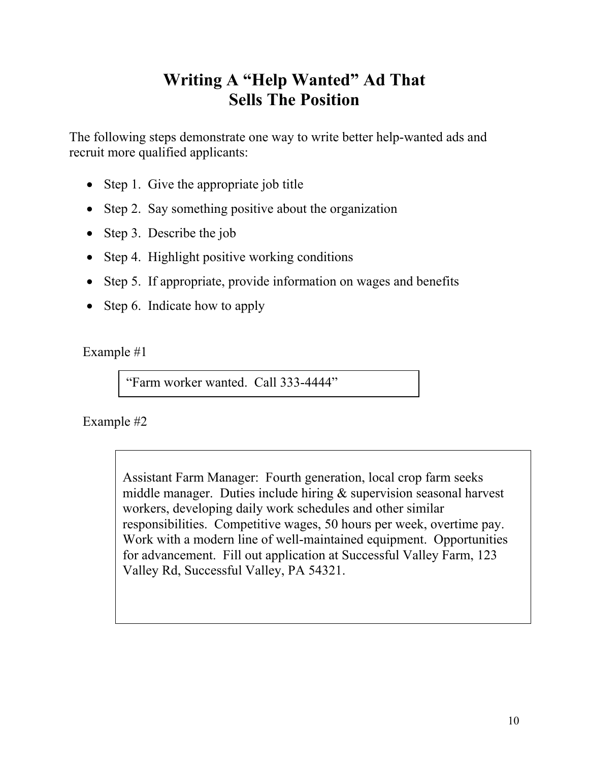# Writing A "Help Wanted" Ad That Sells The Position

The following steps demonstrate one way to write better help-wanted ads and recruit more qualified applicants:

- Step 1. Give the appropriate job title
- Step 2. Say something positive about the organization
- Step 3. Describe the job
- Step 4. Highlight positive working conditions
- Step 5. If appropriate, provide information on wages and benefits
- Step 6. Indicate how to apply

Example #1

> "Farm worker wanted. Call 333-4444"

Example #2

> Assistant Farm Manager: Fourth generation, local crop farm seeks middle manager. Duties include hiring & supervision seasonal harvest workers, developing daily work schedules and other similar responsibilities. Competitive wages, 50 hours per week, overtime pay. Work with a modern line of well-maintained equipment. Opportunities for advancement. Fill out application at Successful Valley Farm, 123 Valley Rd, Successful Valley, PA 54321.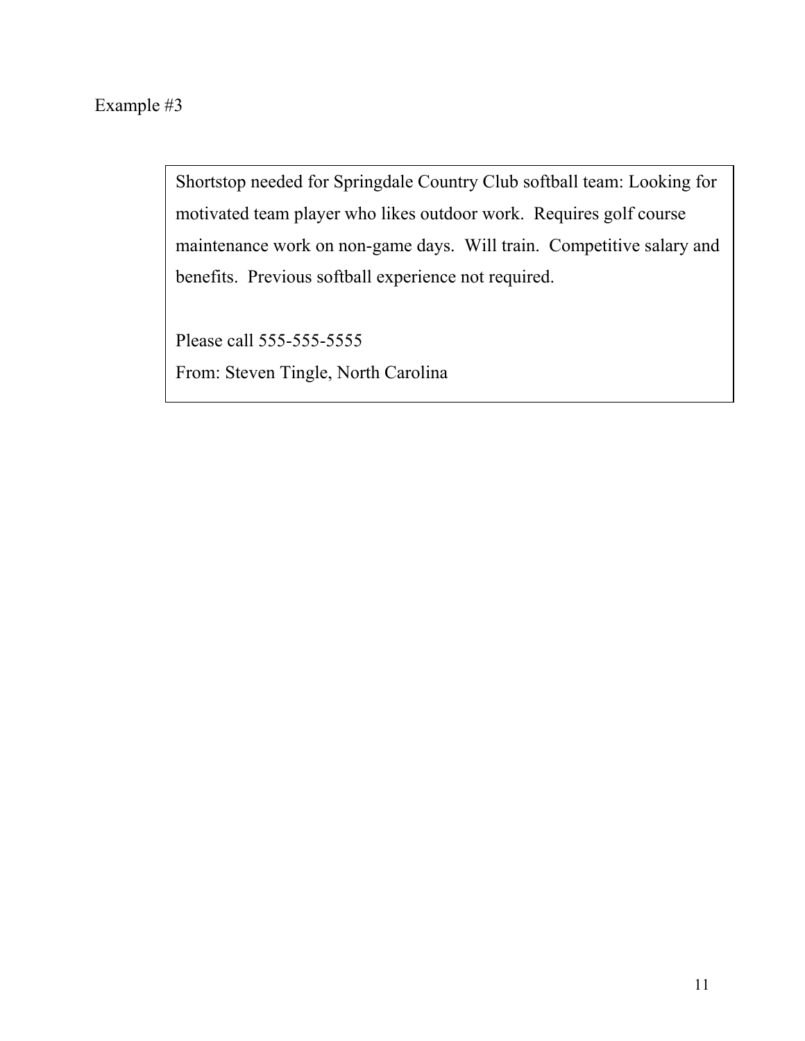Example #3

> Shortstop needed for Springdale Country Club softball team: Looking for motivated team player who likes outdoor work. Requires golf course maintenance work on non-game days. Will train. Competitive salary and benefits. Previous softball experience not required.
>
> Please call 555-555-5555
> From: Steven Tingle, North Carolina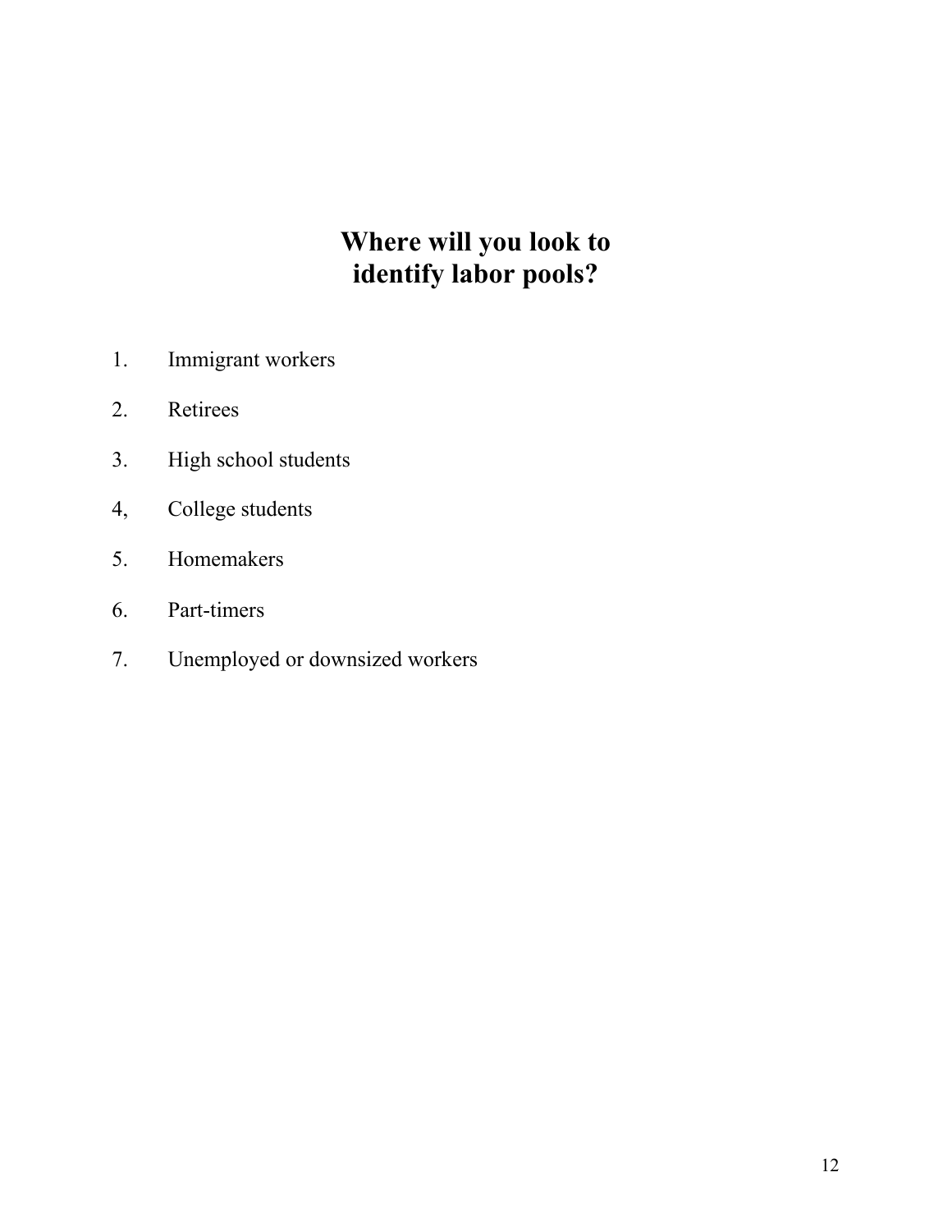# Where will you look to identify labor pools?

1. Immigrant workers
2. Retirees
3. High school students
4. College students
5. Homemakers
6. Part-timers
7. Unemployed or downsized workers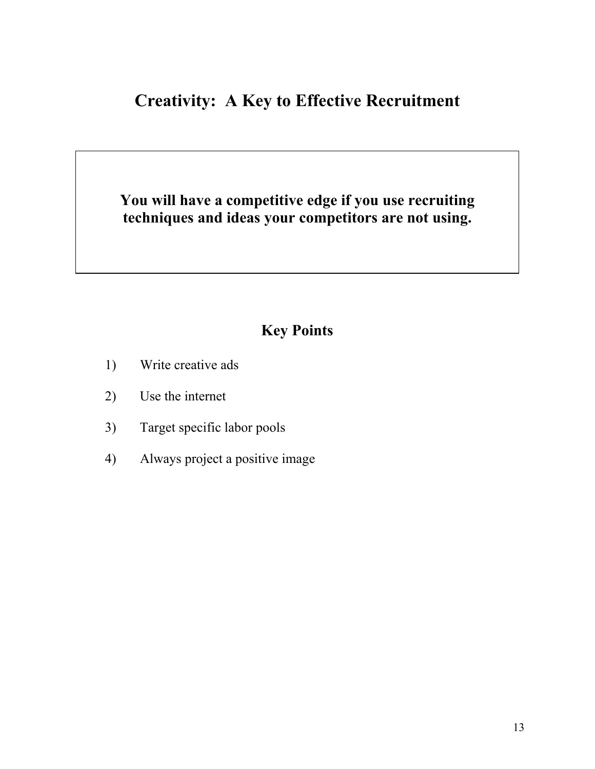# Creativity: A Key to Effective Recruitment

**You will have a competitive edge if you use recruiting techniques and ideas your competitors are not using.**

## Key Points

1) Write creative ads
2) Use the internet
3) Target specific labor pools
4) Always project a positive image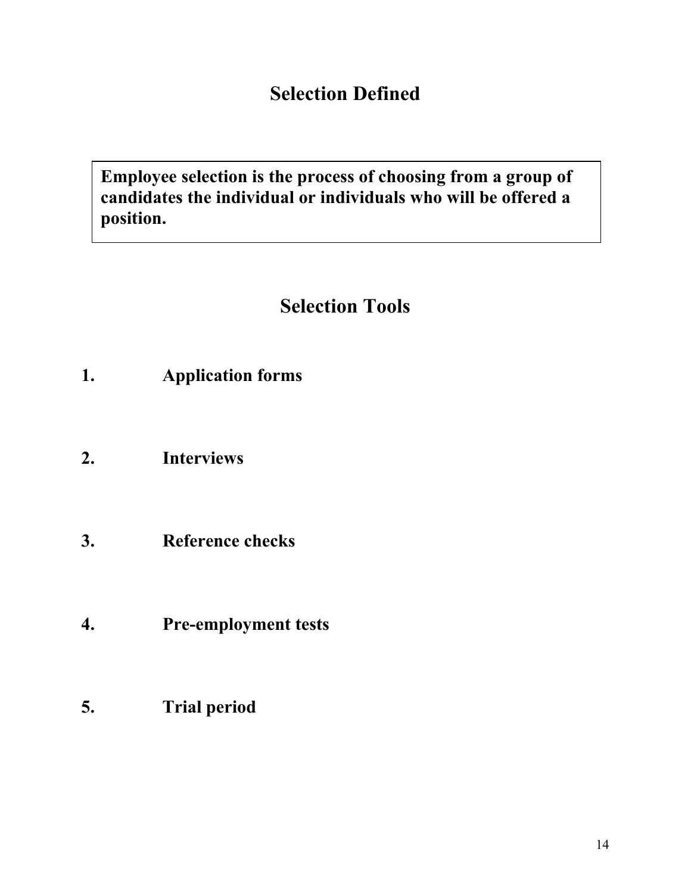# Selection Defined

**Employee selection is the process of choosing from a group of candidates the individual or individuals who will be offered a position.**

# Selection Tools

1. **Application forms**

2. **Interviews**

3. **Reference checks**

4. **Pre-employment tests**

5. **Trial period**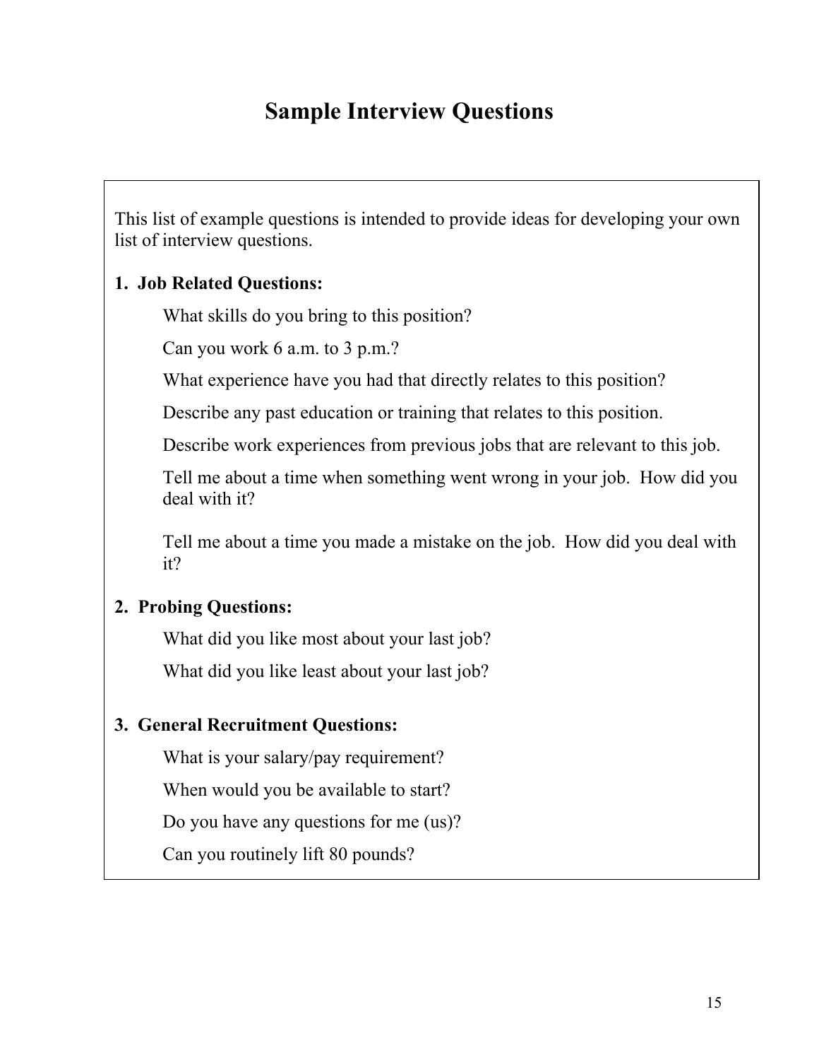# Sample Interview Questions

This list of example questions is intended to provide ideas for developing your own list of interview questions.

**1. Job Related Questions:**

What skills do you bring to this position?

Can you work 6 a.m. to 3 p.m.?

What experience have you had that directly relates to this position?

Describe any past education or training that relates to this position.

Describe work experiences from previous jobs that are relevant to this job.

Tell me about a time when something went wrong in your job. How did you deal with it?

Tell me about a time you made a mistake on the job. How did you deal with it?

**2. Probing Questions:**

What did you like most about your last job?

What did you like least about your last job?

**3. General Recruitment Questions:**

What is your salary/pay requirement?

When would you be available to start?

Do you have any questions for me (us)?

Can you routinely lift 80 pounds?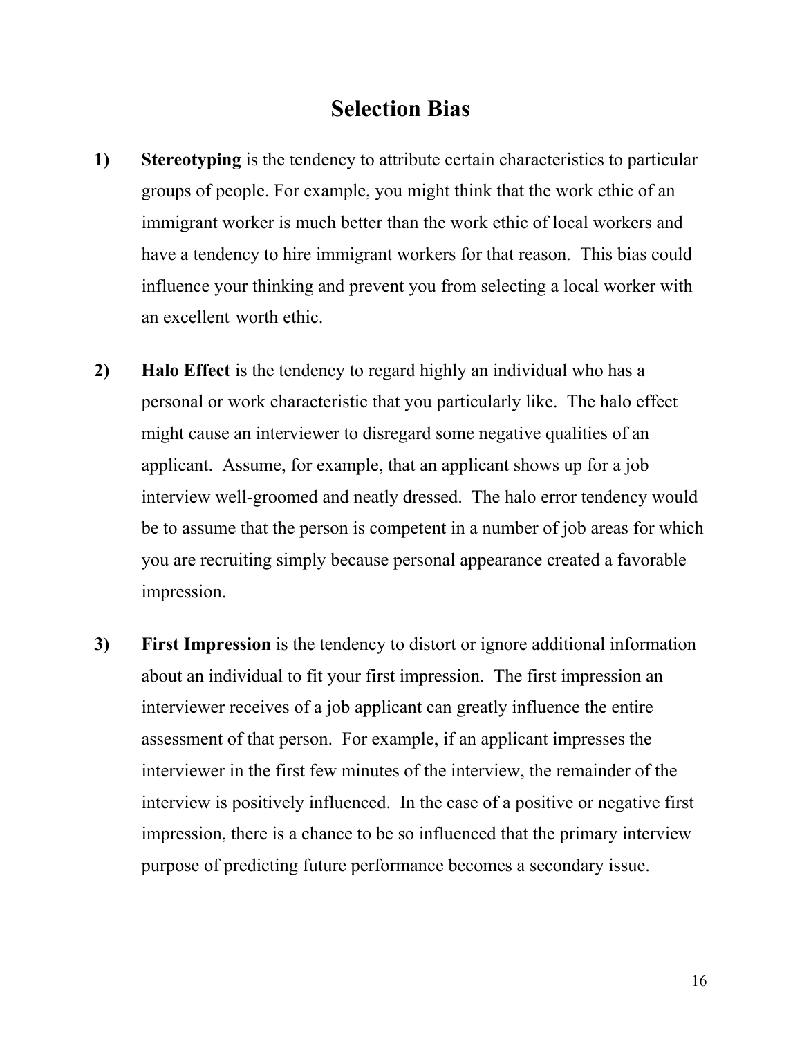# Selection Bias

1) **Stereotyping** is the tendency to attribute certain characteristics to particular groups of people. For example, you might think that the work ethic of an immigrant worker is much better than the work ethic of local workers and have a tendency to hire immigrant workers for that reason. This bias could influence your thinking and prevent you from selecting a local worker with an excellent worth ethic.

2) **Halo Effect** is the tendency to regard highly an individual who has a personal or work characteristic that you particularly like. The halo effect might cause an interviewer to disregard some negative qualities of an applicant. Assume, for example, that an applicant shows up for a job interview well-groomed and neatly dressed. The halo error tendency would be to assume that the person is competent in a number of job areas for which you are recruiting simply because personal appearance created a favorable impression.

3) **First Impression** is the tendency to distort or ignore additional information about an individual to fit your first impression. The first impression an interviewer receives of a job applicant can greatly influence the entire assessment of that person. For example, if an applicant impresses the interviewer in the first few minutes of the interview, the remainder of the interview is positively influenced. In the case of a positive or negative first impression, there is a chance to be so influenced that the primary interview purpose of predicting future performance becomes a secondary issue.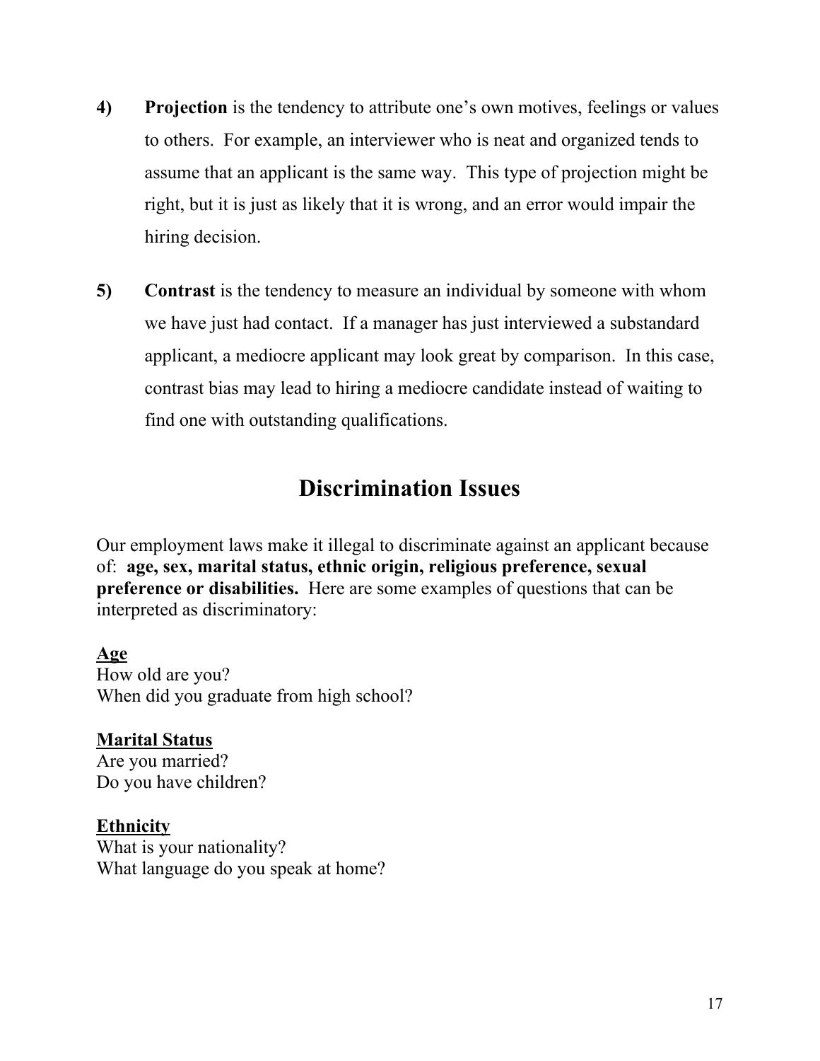4) **Projection** is the tendency to attribute one's own motives, feelings or values to others. For example, an interviewer who is neat and organized tends to assume that an applicant is the same way. This type of projection might be right, but it is just as likely that it is wrong, and an error would impair the hiring decision.

5) **Contrast** is the tendency to measure an individual by someone with whom we have just had contact. If a manager has just interviewed a substandard applicant, a mediocre applicant may look great by comparison. In this case, contrast bias may lead to hiring a mediocre candidate instead of waiting to find one with outstanding qualifications.

## Discrimination Issues

Our employment laws make it illegal to discriminate against an applicant because of: **age, sex, marital status, ethnic origin, religious preference, sexual preference or disabilities.** Here are some examples of questions that can be interpreted as discriminatory:

**<u>Age</u>**
How old are you?
When did you graduate from high school?

**<u>Marital Status</u>**
Are you married?
Do you have children?

**<u>Ethnicity</u>**
What is your nationality?
What language do you speak at home?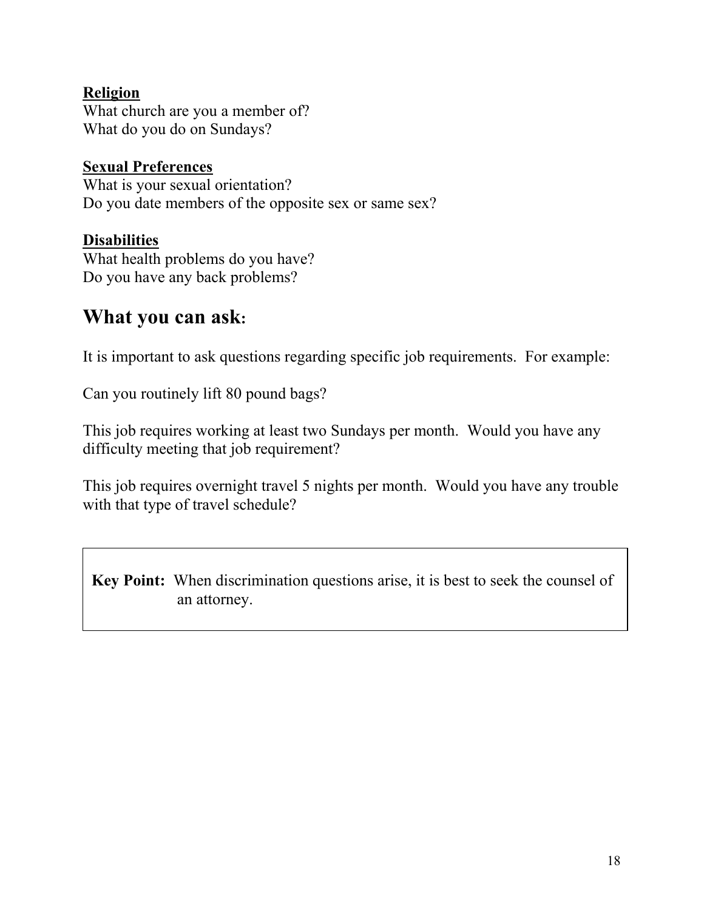**Religion**
What church are you a member of?
What do you do on Sundays?

**Sexual Preferences**
What is your sexual orientation?
Do you date members of the opposite sex or same sex?

**Disabilities**
What health problems do you have?
Do you have any back problems?

## What you can ask:

It is important to ask questions regarding specific job requirements. For example:

Can you routinely lift 80 pound bags?

This job requires working at least two Sundays per month. Would you have any difficulty meeting that job requirement?

This job requires overnight travel 5 nights per month. Would you have any trouble with that type of travel schedule?

> **Key Point:** When discrimination questions arise, it is best to seek the counsel of an attorney.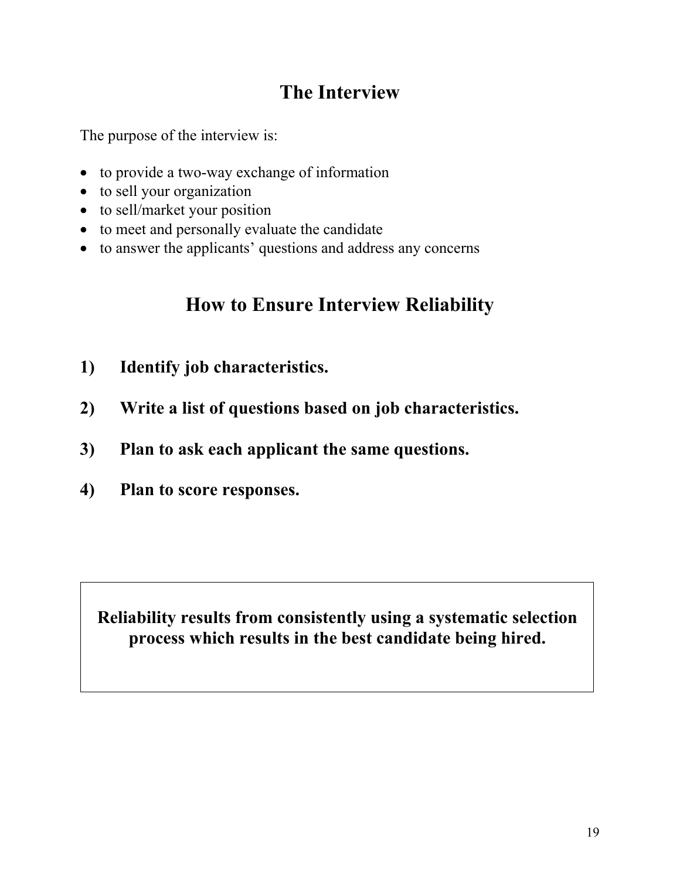## The Interview

The purpose of the interview is:

- to provide a two-way exchange of information
- to sell your organization
- to sell/market your position
- to meet and personally evaluate the candidate
- to answer the applicants' questions and address any concerns

## How to Ensure Interview Reliability

1) **Identify job characteristics.**

2) **Write a list of questions based on job characteristics.**

3) **Plan to ask each applicant the same questions.**

4) **Plan to score responses.**

**Reliability results from consistently using a systematic selection process which results in the best candidate being hired.**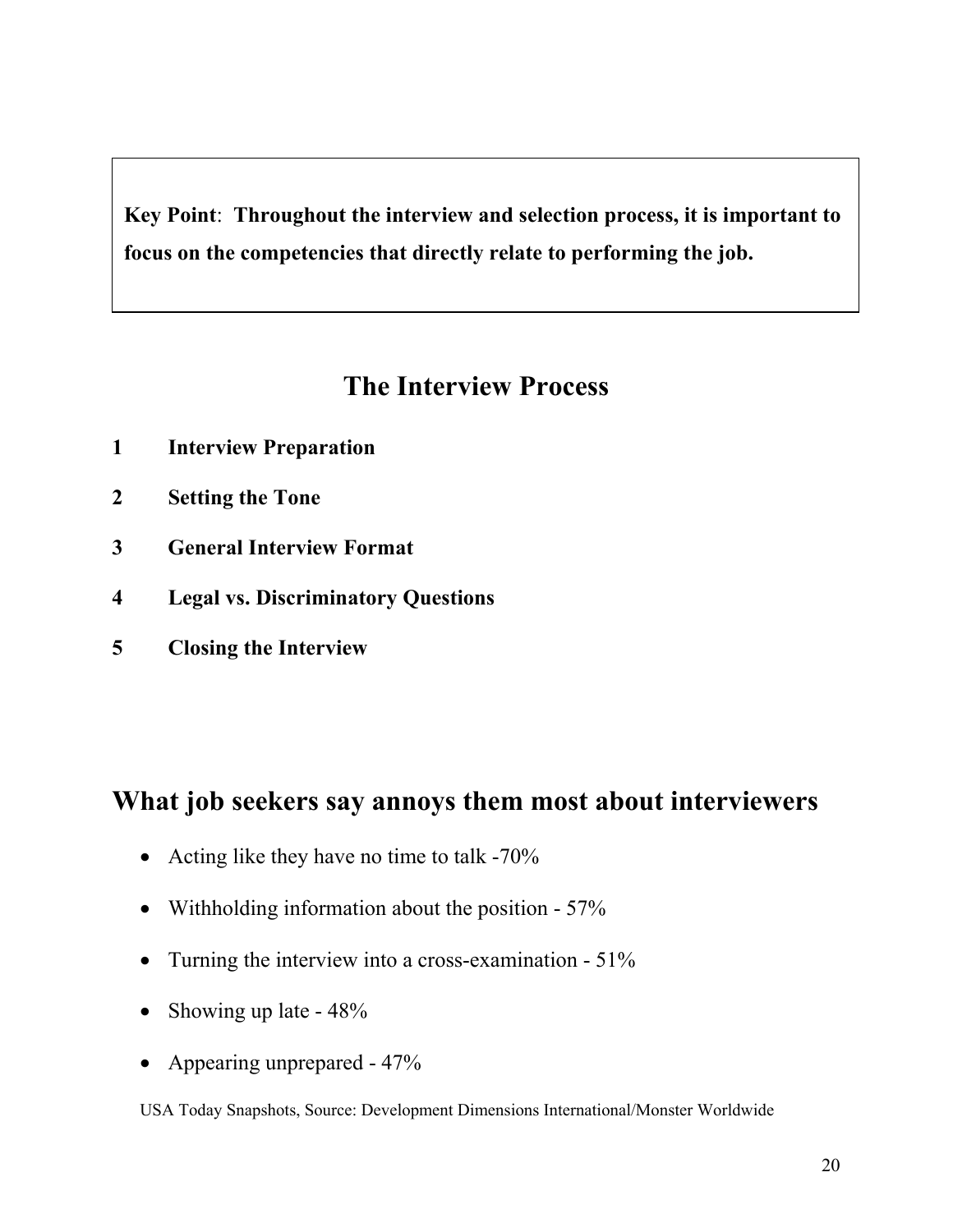**Key Point**: **Throughout the interview and selection process, it is important to focus on the competencies that directly relate to performing the job.**

## The Interview Process

1. **Interview Preparation**
2. **Setting the Tone**
3. **General Interview Format**
4. **Legal vs. Discriminatory Questions**
5. **Closing the Interview**

## What job seekers say annoys them most about interviewers

- Acting like they have no time to talk -70%
- Withholding information about the position - 57%
- Turning the interview into a cross-examination - 51%
- Showing up late - 48%
- Appearing unprepared - 47%

USA Today Snapshots, Source: Development Dimensions International/Monster Worldwide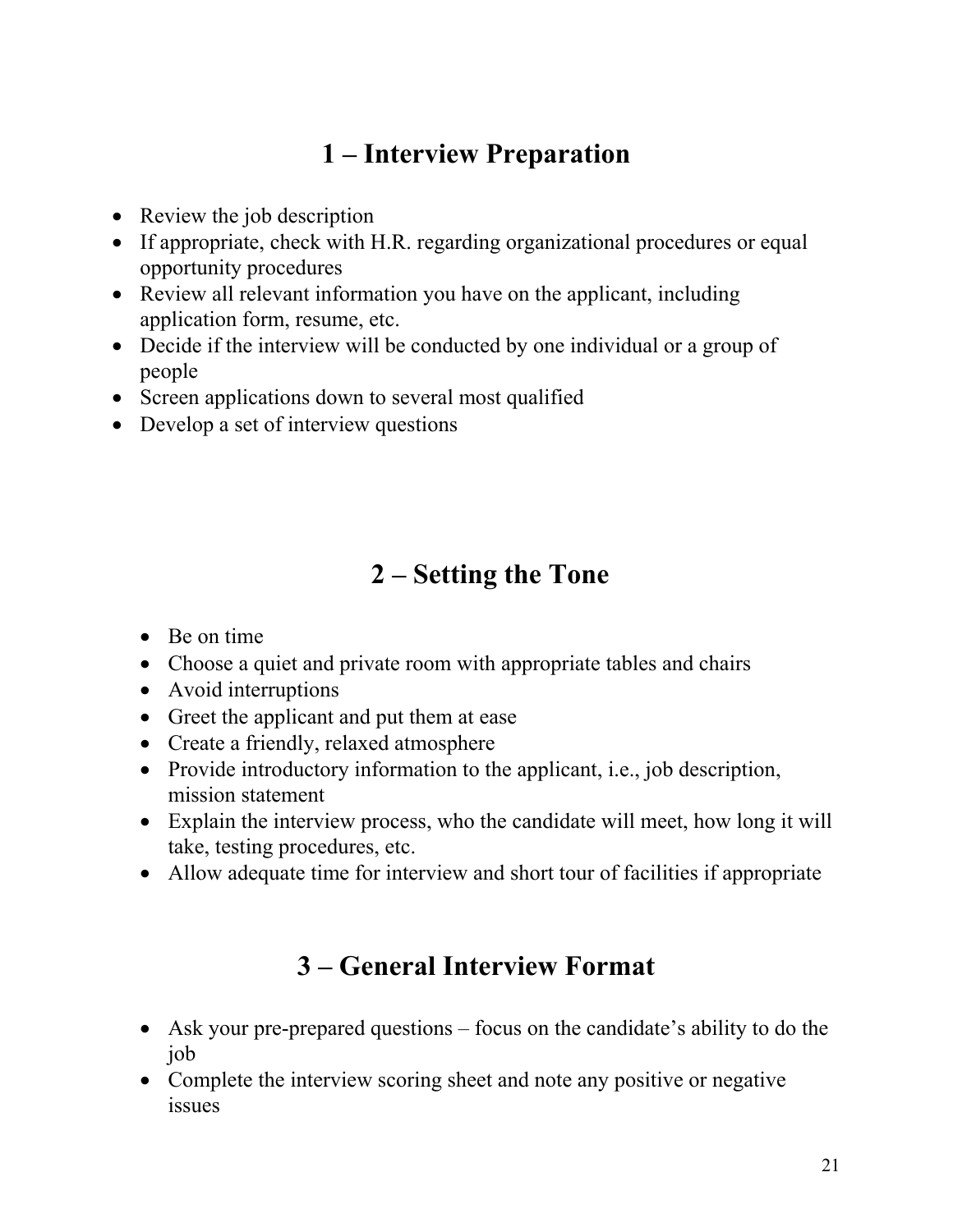## 1 – Interview Preparation

- Review the job description
- If appropriate, check with H.R. regarding organizational procedures or equal opportunity procedures
- Review all relevant information you have on the applicant, including application form, resume, etc.
- Decide if the interview will be conducted by one individual or a group of people
- Screen applications down to several most qualified
- Develop a set of interview questions

## 2 – Setting the Tone

- Be on time
- Choose a quiet and private room with appropriate tables and chairs
- Avoid interruptions
- Greet the applicant and put them at ease
- Create a friendly, relaxed atmosphere
- Provide introductory information to the applicant, i.e., job description, mission statement
- Explain the interview process, who the candidate will meet, how long it will take, testing procedures, etc.
- Allow adequate time for interview and short tour of facilities if appropriate

## 3 – General Interview Format

- Ask your pre-prepared questions – focus on the candidate's ability to do the job
- Complete the interview scoring sheet and note any positive or negative issues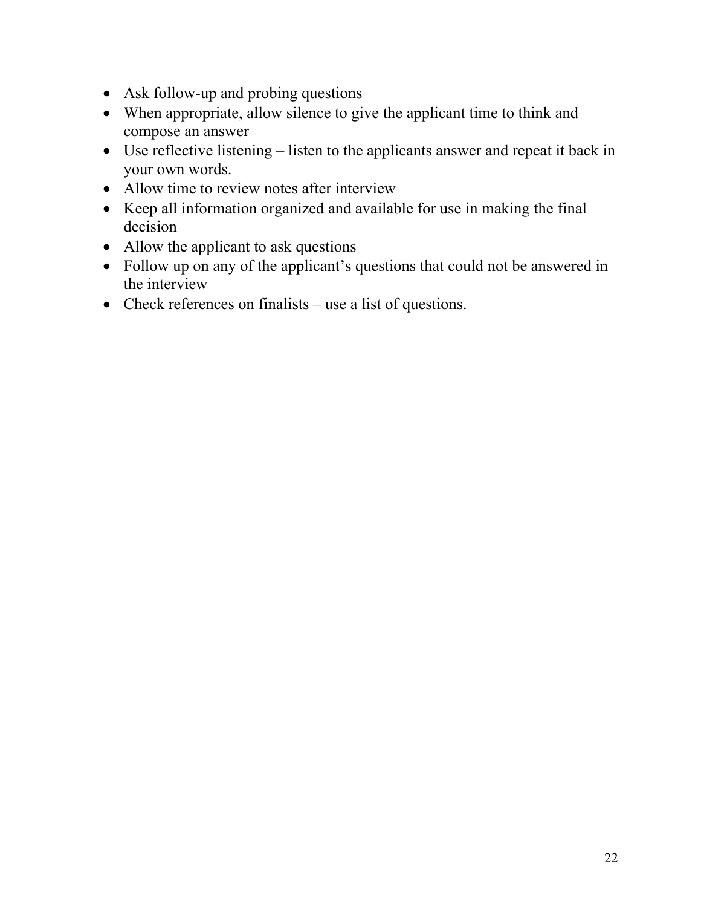- Ask follow-up and probing questions
- When appropriate, allow silence to give the applicant time to think and compose an answer
- Use reflective listening – listen to the applicants answer and repeat it back in your own words.
- Allow time to review notes after interview
- Keep all information organized and available for use in making the final decision
- Allow the applicant to ask questions
- Follow up on any of the applicant's questions that could not be answered in the interview
- Check references on finalists – use a list of questions.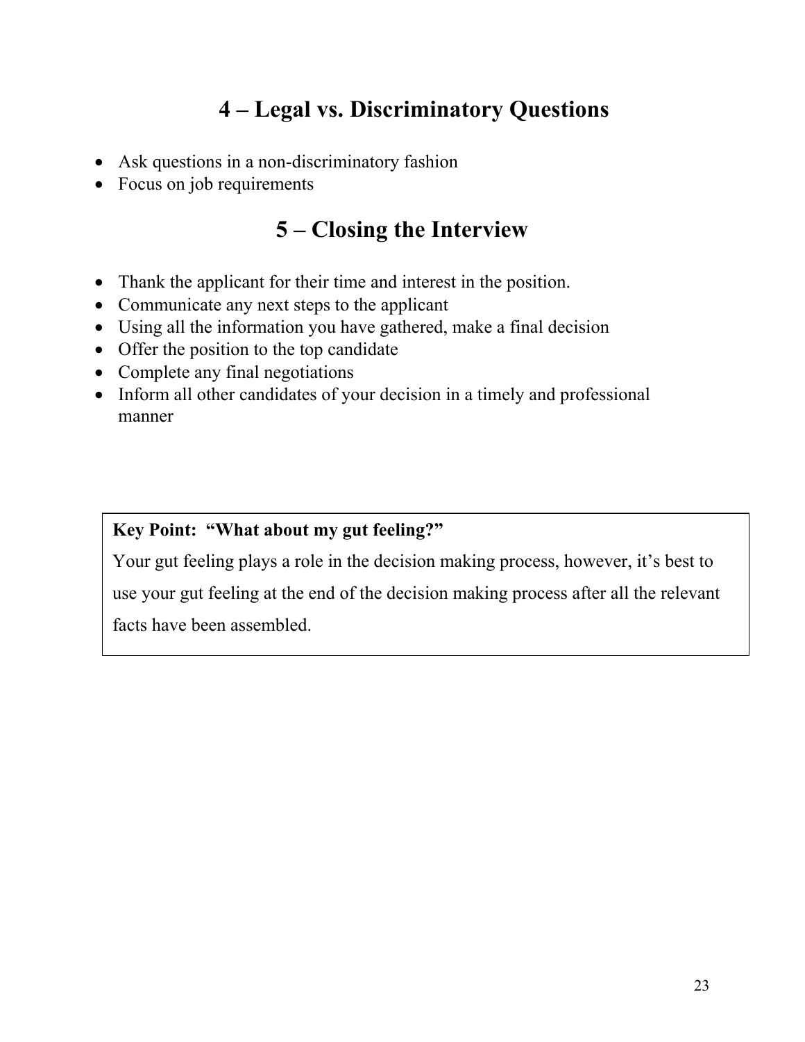## 4 – Legal vs. Discriminatory Questions

- Ask questions in a non-discriminatory fashion
- Focus on job requirements

## 5 – Closing the Interview

- Thank the applicant for their time and interest in the position.
- Communicate any next steps to the applicant
- Using all the information you have gathered, make a final decision
- Offer the position to the top candidate
- Complete any final negotiations
- Inform all other candidates of your decision in a timely and professional manner

**Key Point: "What about my gut feeling?"**

Your gut feeling plays a role in the decision making process, however, it's best to use your gut feeling at the end of the decision making process after all the relevant facts have been assembled.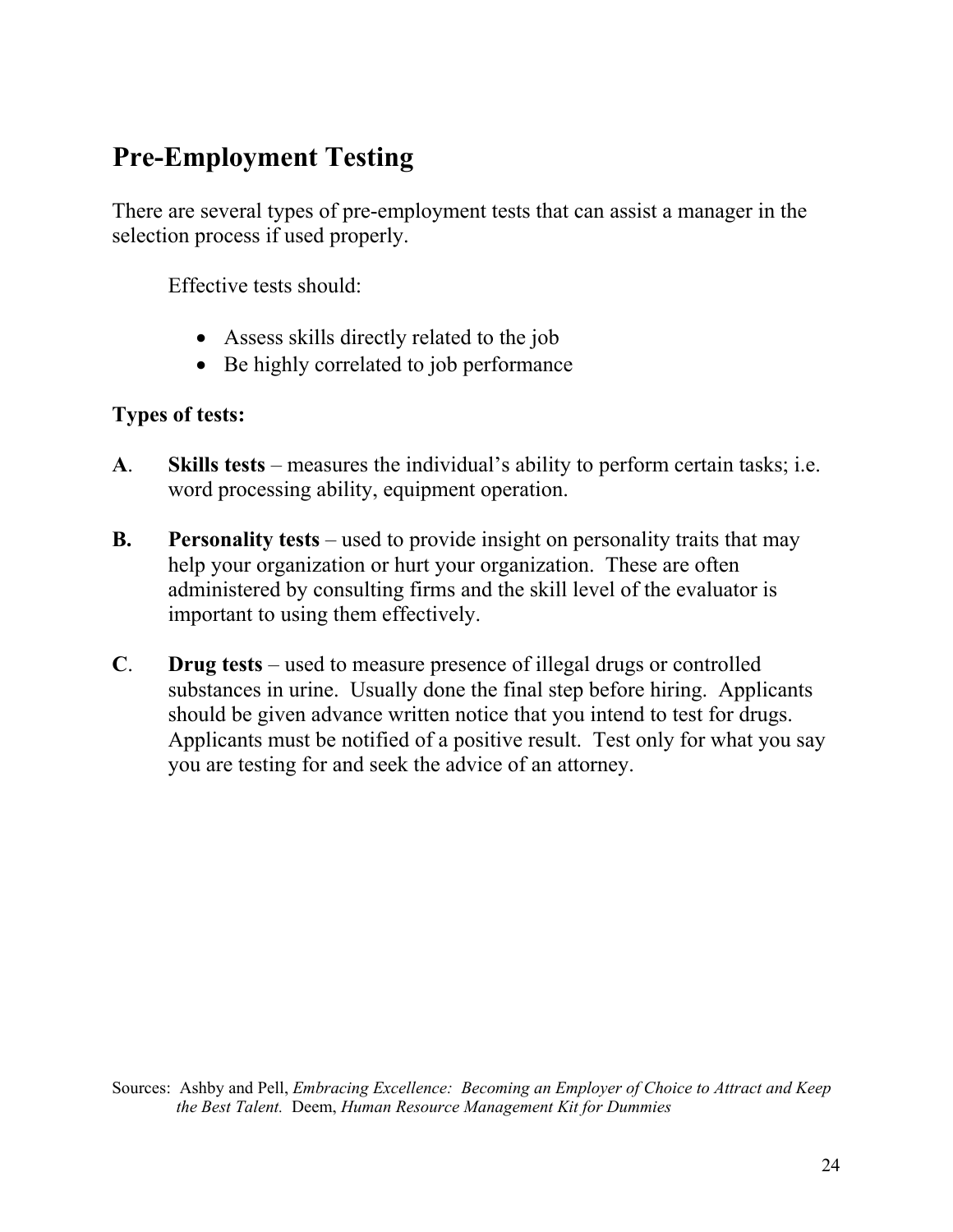## Pre-Employment Testing

There are several types of pre-employment tests that can assist a manager in the selection process if used properly.

Effective tests should:

- Assess skills directly related to the job
- Be highly correlated to job performance

**Types of tests:**

**A**. **Skills tests** – measures the individual's ability to perform certain tasks; i.e. word processing ability, equipment operation.

**B.** **Personality tests** – used to provide insight on personality traits that may help your organization or hurt your organization. These are often administered by consulting firms and the skill level of the evaluator is important to using them effectively.

**C**. **Drug tests** – used to measure presence of illegal drugs or controlled substances in urine. Usually done the final step before hiring. Applicants should be given advance written notice that you intend to test for drugs. Applicants must be notified of a positive result. Test only for what you say you are testing for and seek the advice of an attorney.

Sources: Ashby and Pell, *Embracing Excellence: Becoming an Employer of Choice to Attract and Keep the Best Talent.* Deem, *Human Resource Management Kit for Dummies*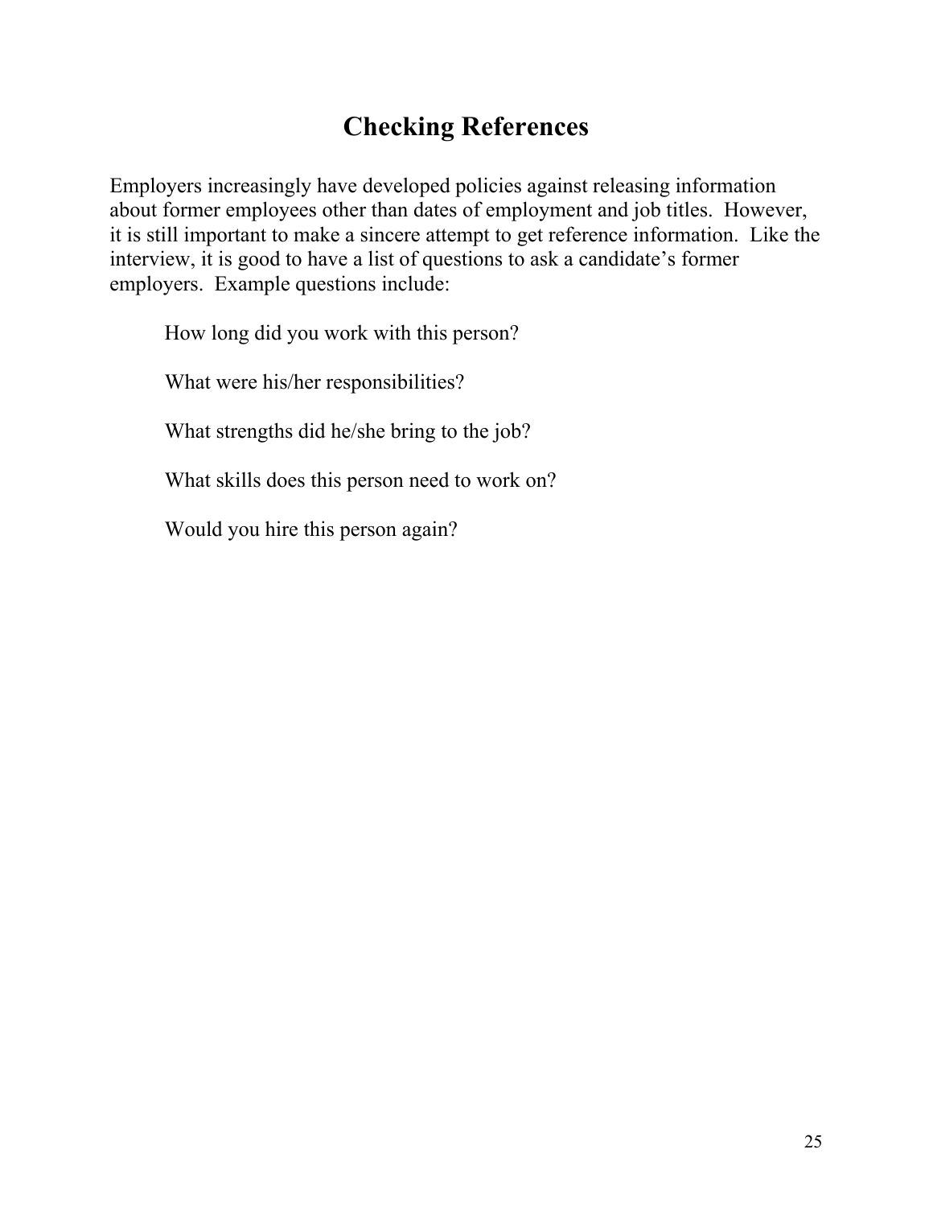# Checking References

Employers increasingly have developed policies against releasing information about former employees other than dates of employment and job titles. However, it is still important to make a sincere attempt to get reference information. Like the interview, it is good to have a list of questions to ask a candidate's former employers. Example questions include:

How long did you work with this person?

What were his/her responsibilities?

What strengths did he/she bring to the job?

What skills does this person need to work on?

Would you hire this person again?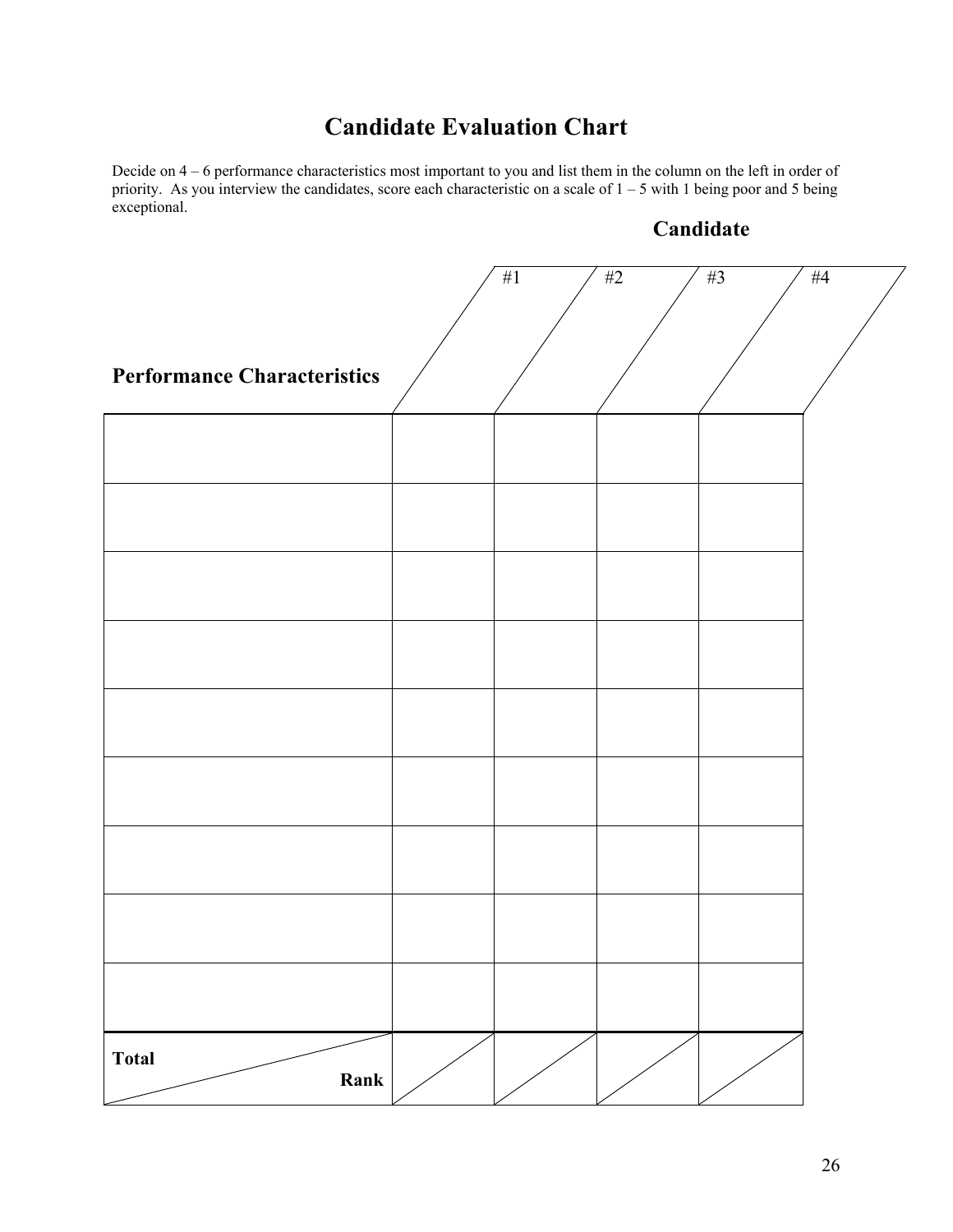# Candidate Evaluation Chart

Decide on 4 – 6 performance characteristics most important to you and list them in the column on the left in order of priority. As you interview the candidates, score each characteristic on a scale of 1 – 5 with 1 being poor and 5 being exceptional.

**Candidate**

| **Performance Characteristics** | #1 | #2 | #3 | #4 |
|---|---|---|---|---|
| | | | | |
| | | | | |
| | | | | |
| | | | | |
| | | | | |
| | | | | |
| | | | | |
| | | | | |
| | | | | |
| **Total** / **Rank** | | | | |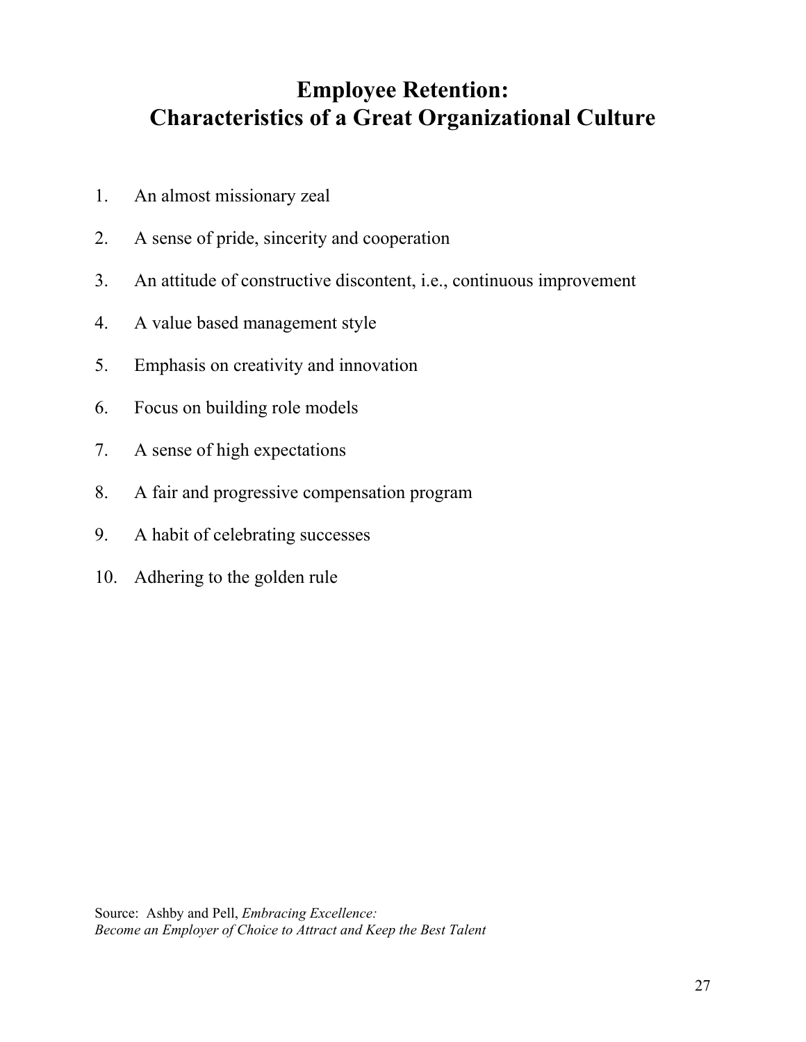# Employee Retention: Characteristics of a Great Organizational Culture

1. An almost missionary zeal
2. A sense of pride, sincerity and cooperation
3. An attitude of constructive discontent, i.e., continuous improvement
4. A value based management style
5. Emphasis on creativity and innovation
6. Focus on building role models
7. A sense of high expectations
8. A fair and progressive compensation program
9. A habit of celebrating successes
10. Adhering to the golden rule

Source: Ashby and Pell, *Embracing Excellence: Become an Employer of Choice to Attract and Keep the Best Talent*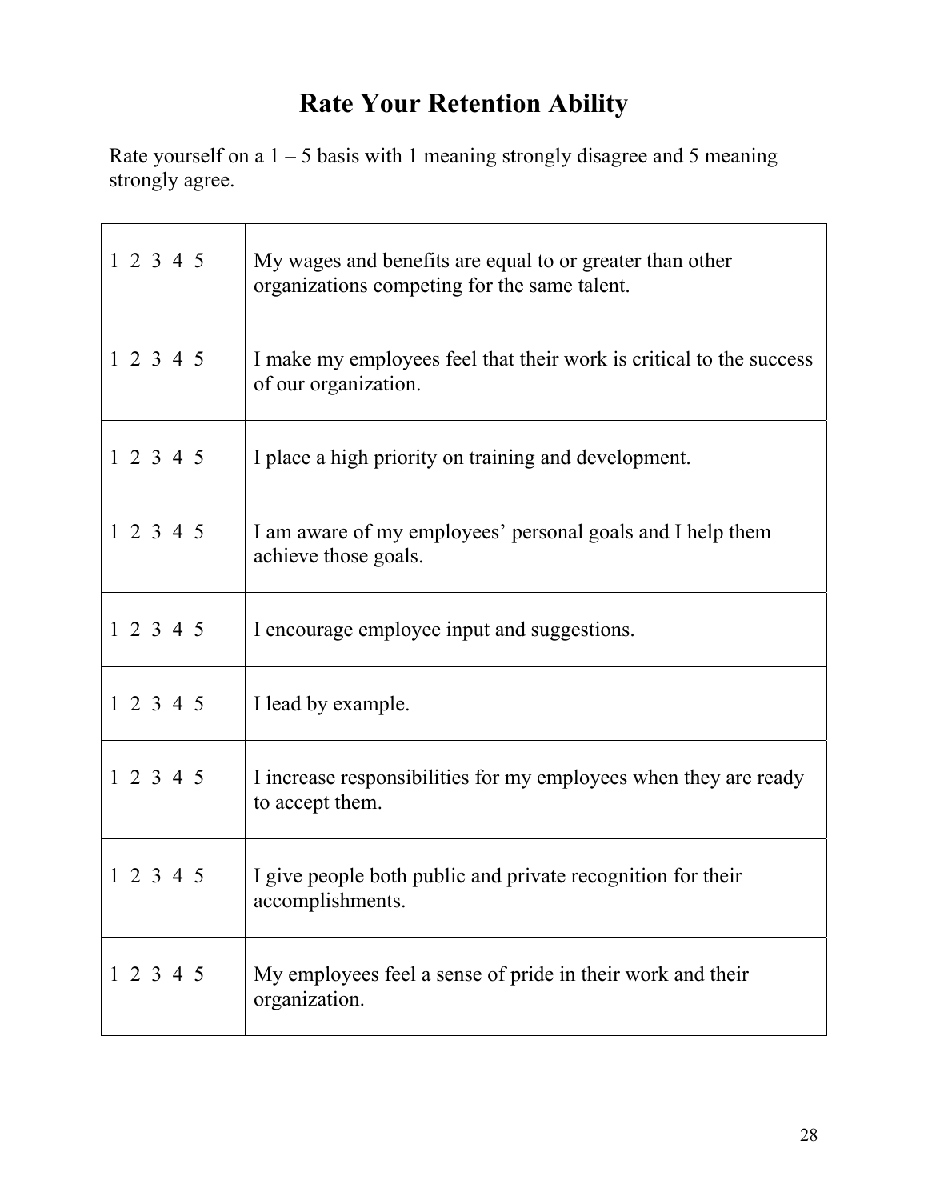# Rate Your Retention Ability

Rate yourself on a 1 – 5 basis with 1 meaning strongly disagree and 5 meaning strongly agree.

| | |
|---|---|
| 1 2 3 4 5 | My wages and benefits are equal to or greater than other organizations competing for the same talent. |
| 1 2 3 4 5 | I make my employees feel that their work is critical to the success of our organization. |
| 1 2 3 4 5 | I place a high priority on training and development. |
| 1 2 3 4 5 | I am aware of my employees' personal goals and I help them achieve those goals. |
| 1 2 3 4 5 | I encourage employee input and suggestions. |
| 1 2 3 4 5 | I lead by example. |
| 1 2 3 4 5 | I increase responsibilities for my employees when they are ready to accept them. |
| 1 2 3 4 5 | I give people both public and private recognition for their accomplishments. |
| 1 2 3 4 5 | My employees feel a sense of pride in their work and their organization. |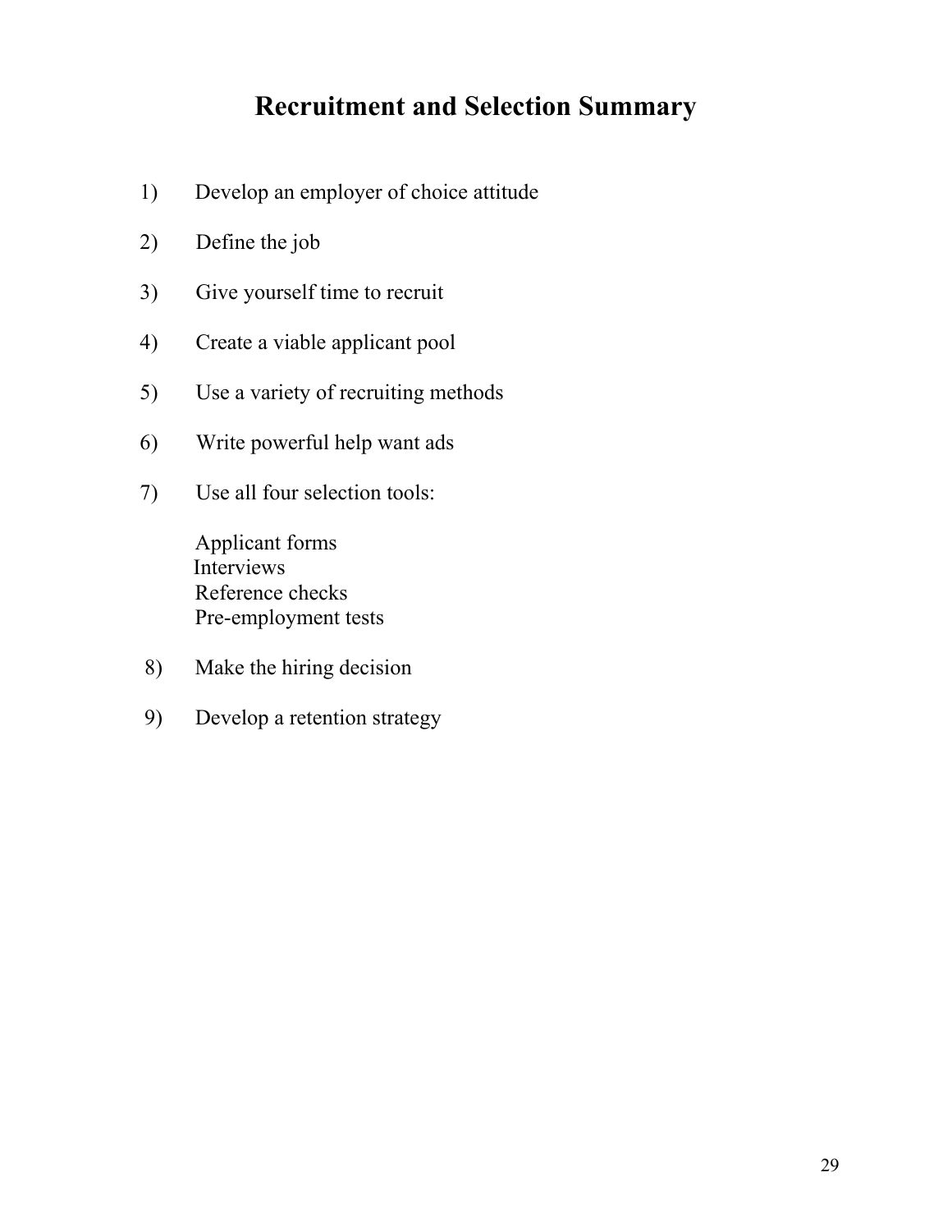# Recruitment and Selection Summary

1) Develop an employer of choice attitude

2) Define the job

3) Give yourself time to recruit

4) Create a viable applicant pool

5) Use a variety of recruiting methods

6) Write powerful help want ads

7) Use all four selection tools:

   Applicant forms
   Interviews
   Reference checks
   Pre-employment tests

8) Make the hiring decision

9) Develop a retention strategy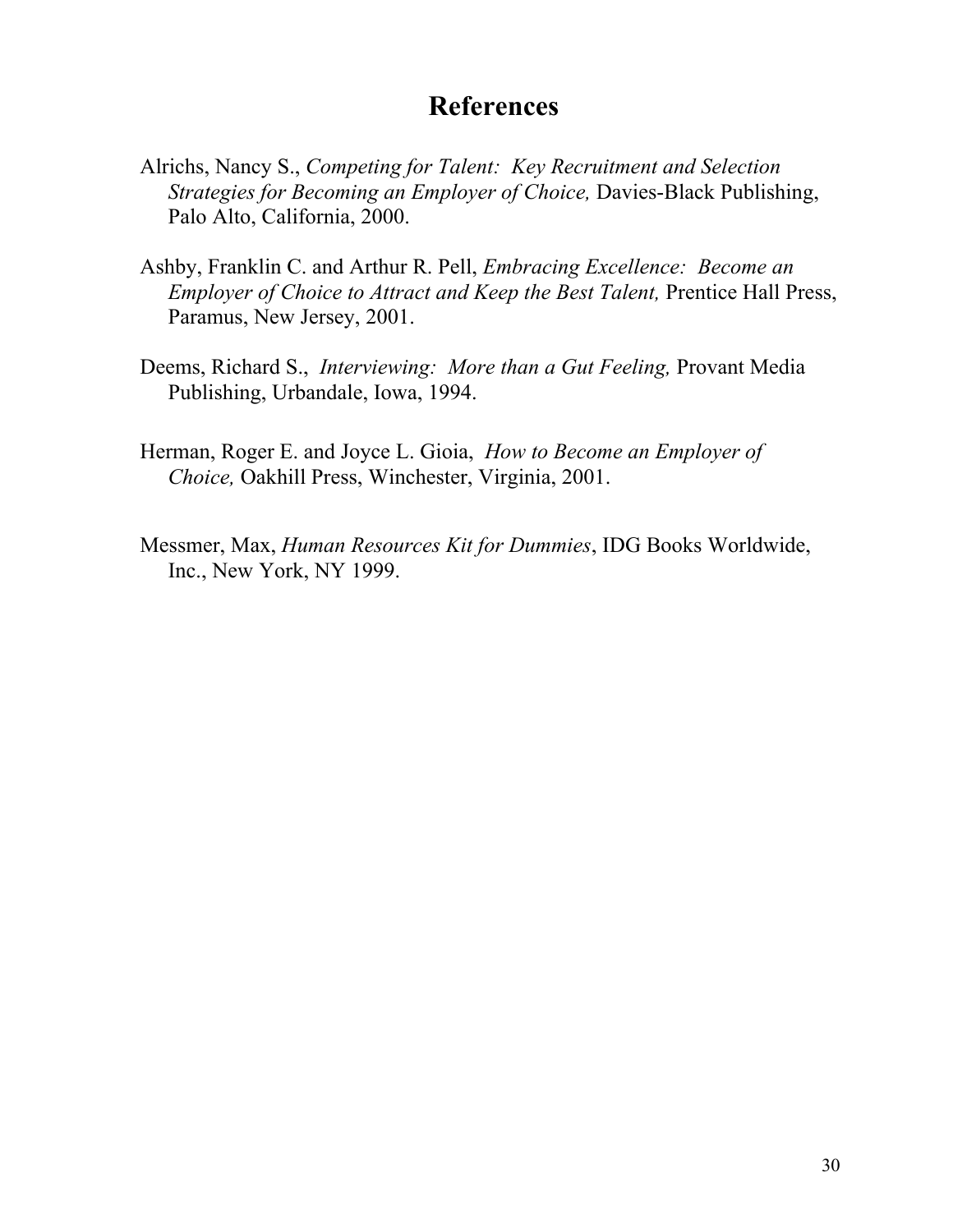# References

Alrichs, Nancy S., *Competing for Talent: Key Recruitment and Selection Strategies for Becoming an Employer of Choice,* Davies-Black Publishing, Palo Alto, California, 2000.

Ashby, Franklin C. and Arthur R. Pell, *Embracing Excellence: Become an Employer of Choice to Attract and Keep the Best Talent,* Prentice Hall Press, Paramus, New Jersey, 2001.

Deems, Richard S., *Interviewing: More than a Gut Feeling,* Provant Media Publishing, Urbandale, Iowa, 1994.

Herman, Roger E. and Joyce L. Gioia, *How to Become an Employer of Choice,* Oakhill Press, Winchester, Virginia, 2001.

Messmer, Max, *Human Resources Kit for Dummies*, IDG Books Worldwide, Inc., New York, NY 1999.